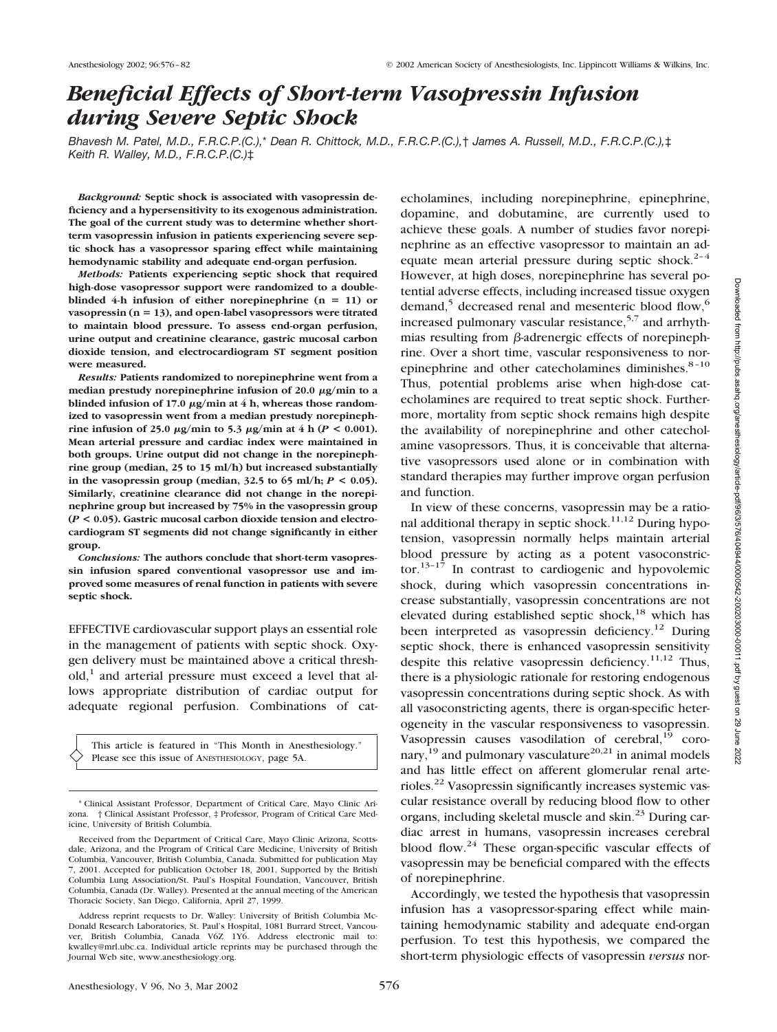# *Beneficial Effects of Short-term Vasopressin Infusion during Severe Septic Shock*

*Bhavesh M. Patel, M.D., F.R.C.P.(C.),\* Dean R. Chittock, M.D., F.R.C.P.(C.),† James A. Russell, M.D., F.R.C.P.(C.),‡ Keith R. Walley, M.D., F.R.C.P.(C.)‡*

***Background:*** **Septic shock is associated with vasopressin deficiency and a hypersensitivity to its exogenous administration. The goal of the current study was to determine whether short-term vasopressin infusion in patients experiencing severe septic shock has a vasopressor sparing effect while maintaining hemodynamic stability and adequate end-organ perfusion.**

***Methods:*** **Patients experiencing septic shock that required high-dose vasopressor support were randomized to a double-blinded 4-h infusion of either norepinephrine (n = 11) or vasopressin (n = 13), and open-label vasopressors were titrated to maintain blood pressure. To assess end-organ perfusion, urine output and creatinine clearance, gastric mucosal carbon dioxide tension, and electrocardiogram ST segment position were measured.**

***Results:*** **Patients randomized to norepinephrine went from a median prestudy norepinephrine infusion of 20.0 μg/min to a blinded infusion of 17.0 μg/min at 4 h, whereas those randomized to vasopressin went from a median prestudy norepinephrine infusion of 25.0 μg/min to 5.3 μg/min at 4 h ($P < 0.001$). Mean arterial pressure and cardiac index were maintained in both groups. Urine output did not change in the norepinephrine group (median, 25 to 15 ml/h) but increased substantially in the vasopressin group (median, 32.5 to 65 ml/h; $P < 0.05$). Similarly, creatinine clearance did not change in the norepinephrine group but increased by 75% in the vasopressin group ($P < 0.05$). Gastric mucosal carbon dioxide tension and electrocardiogram ST segments did not change significantly in either group.**

***Conclusions:*** **The authors conclude that short-term vasopressin infusion spared conventional vasopressor use and improved some measures of renal function in patients with severe septic shock.**

EFFECTIVE cardiovascular support plays an essential role in the management of patients with septic shock. Oxygen delivery must be maintained above a critical threshold,[1] and arterial pressure must exceed a level that allows appropriate distribution of cardiac output for adequate regional perfusion. Combinations of catecholamines, including norepinephrine, epinephrine, dopamine, and dobutamine, are currently used to achieve these goals. A number of studies favor norepinephrine as an effective vasopressor to maintain an adequate mean arterial pressure during septic shock.[2–4] However, at high doses, norepinephrine has several potential adverse effects, including increased tissue oxygen demand,[5] decreased renal and mesenteric blood flow,[6] increased pulmonary vascular resistance,[5,7] and arrhythmias resulting from β-adrenergic effects of norepinephrine. Over a short time, vascular responsiveness to norepinephrine and other catecholamines diminishes.[8–10] Thus, potential problems arise when high-dose catecholamines are required to treat septic shock. Furthermore, mortality from septic shock remains high despite the availability of norepinephrine and other catecholamine vasopressors. Thus, it is conceivable that alternative vasopressors used alone or in combination with standard therapies may further improve organ perfusion and function.

In view of these concerns, vasopressin may be a rational additional therapy in septic shock.[11,12] During hypotension, vasopressin normally helps maintain arterial blood pressure by acting as a potent vasoconstrictor.[13–17] In contrast to cardiogenic and hypovolemic shock, during which vasopressin concentrations increase substantially, vasopressin concentrations are not elevated during established septic shock,[18] which has been interpreted as vasopressin deficiency.[12] During septic shock, there is enhanced vasopressin sensitivity despite this relative vasopressin deficiency.[11,12] Thus, there is a physiologic rationale for restoring endogenous vasopressin concentrations during septic shock. As with all vasoconstricting agents, there is organ-specific heterogeneity in the vascular responsiveness to vasopressin. Vasopressin causes vasodilation of cerebral,[19] coronary,[19] and pulmonary vasculature[20,21] in animal models and has little effect on afferent glomerular renal arterioles.[22] Vasopressin significantly increases systemic vascular resistance overall by reducing blood flow to other organs, including skeletal muscle and skin.[23] During cardiac arrest in humans, vasopressin increases cerebral blood flow.[24] These organ-specific vascular effects of vasopressin may be beneficial compared with the effects of norepinephrine.

Accordingly, we tested the hypothesis that vasopressin infusion has a vasopressor-sparing effect while maintaining hemodynamic stability and adequate end-organ perfusion. To test this hypothesis, we compared the short-term physiologic effects of vasopressin *versus* nor-

This article is featured in "This Month in Anesthesiology." Please see this issue of ANESTHESIOLOGY, page 5A.

\* Clinical Assistant Professor, Department of Critical Care, Mayo Clinic Arizona. † Clinical Assistant Professor, ‡ Professor, Program of Critical Care Medicine, University of British Columbia.

Received from the Department of Critical Care, Mayo Clinic Arizona, Scottsdale, Arizona, and the Program of Critical Care Medicine, University of British Columbia, Vancouver, British Columbia, Canada. Submitted for publication May 7, 2001. Accepted for publication October 18, 2001. Supported by the British Columbia Lung Association/St. Paul's Hospital Foundation, Vancouver, British Columbia, Canada (Dr. Walley). Presented at the annual meeting of the American Thoracic Society, San Diego, California, April 27, 1999.

Address reprint requests to Dr. Walley: University of British Columbia McDonald Research Laboratories, St. Paul's Hospital, 1081 Burrard Street, Vancouver, British Columbia, Canada V6Z 1Y6. Address electronic mail to: kwalley@mrl.ubc.ca. Individual article reprints may be purchased through the Journal Web site, www.anesthesiology.org.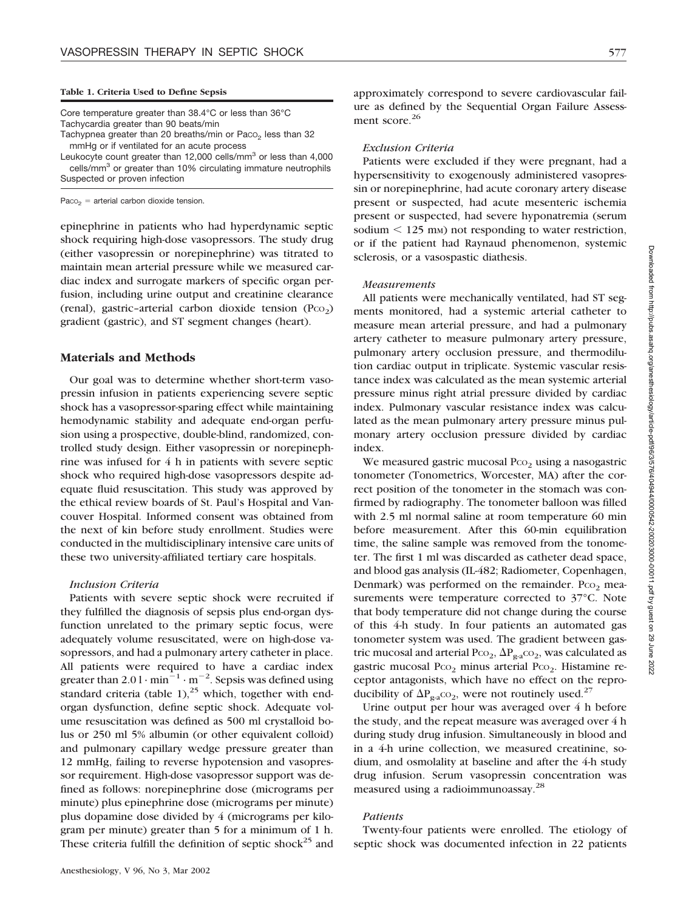**Table 1. Criteria Used to Define Sepsis**

| |
|---|
| Core temperature greater than 38.4°C or less than 36°C |
| Tachycardia greater than 90 beats/min |
| Tachypnea greater than 20 breaths/min or $Pa_{CO_2}$ less than 32 mmHg or if ventilated for an acute process |
| Leukocyte count greater than 12,000 cells/mm$^3$ or less than 4,000 cells/mm$^3$ or greater than 10% circulating immature neutrophils |
| Suspected or proven infection |

$Pa_{CO_2}$ = arterial carbon dioxide tension.

epinephrine in patients who had hyperdynamic septic shock requiring high-dose vasopressors. The study drug (either vasopressin or norepinephrine) was titrated to maintain mean arterial pressure while we measured cardiac index and surrogate markers of specific organ perfusion, including urine output and creatinine clearance (renal), gastric–arterial carbon dioxide tension ($P_{CO_2}$) gradient (gastric), and ST segment changes (heart).

## Materials and Methods

Our goal was to determine whether short-term vasopressin infusion in patients experiencing severe septic shock has a vasopressor-sparing effect while maintaining hemodynamic stability and adequate end-organ perfusion using a prospective, double-blind, randomized, controlled study design. Either vasopressin or norepinephrine was infused for 4 h in patients with severe septic shock who required high-dose vasopressors despite adequate fluid resuscitation. This study was approved by the ethical review boards of St. Paul's Hospital and Vancouver Hospital. Informed consent was obtained from the next of kin before study enrollment. Studies were conducted in the multidisciplinary intensive care units of these two university-affiliated tertiary care hospitals.

### *Inclusion Criteria*

Patients with severe septic shock were recruited if they fulfilled the diagnosis of sepsis plus end-organ dysfunction unrelated to the primary septic focus, were adequately volume resuscitated, were on high-dose vasopressors, and had a pulmonary artery catheter in place. All patients were required to have a cardiac index greater than $2.0 \, l \cdot min^{-1} \cdot m^{-2}$. Sepsis was defined using standard criteria (table 1),[25] which, together with end-organ dysfunction, define septic shock. Adequate volume resuscitation was defined as 500 ml crystalloid bolus or 250 ml 5% albumin (or other equivalent colloid) and pulmonary capillary wedge pressure greater than 12 mmHg, failing to reverse hypotension and vasopressor requirement. High-dose vasopressor support was defined as follows: norepinephrine dose (micrograms per minute) plus epinephrine dose (micrograms per minute) plus dopamine dose divided by 4 (micrograms per kilogram per minute) greater than 5 for a minimum of 1 h. These criteria fulfill the definition of septic shock[25] and approximately correspond to severe cardiovascular failure as defined by the Sequential Organ Failure Assessment score.[26]

### *Exclusion Criteria*

Patients were excluded if they were pregnant, had a hypersensitivity to exogenously administered vasopressin or norepinephrine, had acute coronary artery disease present or suspected, had acute mesenteric ischemia present or suspected, had severe hyponatremia (serum sodium < 125 mM) not responding to water restriction, or if the patient had Raynaud phenomenon, systemic sclerosis, or a vasospastic diathesis.

### *Measurements*

All patients were mechanically ventilated, had ST segments monitored, had a systemic arterial catheter to measure mean arterial pressure, and had a pulmonary artery catheter to measure pulmonary artery pressure, pulmonary artery occlusion pressure, and thermodilution cardiac output in triplicate. Systemic vascular resistance index was calculated as the mean systemic arterial pressure minus right atrial pressure divided by cardiac index. Pulmonary vascular resistance index was calculated as the mean pulmonary artery pressure minus pulmonary artery occlusion pressure divided by cardiac index.

We measured gastric mucosal $P_{CO_2}$ using a nasogastric tonometer (Tonometrics, Worcester, MA) after the correct position of the tonometer in the stomach was confirmed by radiography. The tonometer balloon was filled with 2.5 ml normal saline at room temperature 60 min before measurement. After this 60-min equilibration time, the saline sample was removed from the tonometer. The first 1 ml was discarded as catheter dead space, and blood gas analysis (IL-482; Radiometer, Copenhagen, Denmark) was performed on the remainder. $P_{CO_2}$ measurements were temperature corrected to 37°C. Note that body temperature did not change during the course of this 4-h study. In four patients an automated gas tonometer system was used. The gradient between gastric mucosal and arterial $P_{CO_2}$, $\Delta P_{g\text{-}a}CO_2$, was calculated as gastric mucosal $P_{CO_2}$ minus arterial $P_{CO_2}$. Histamine receptor antagonists, which have no effect on the reproducibility of $\Delta P_{g\text{-}a}CO_2$, were not routinely used.[27]

Urine output per hour was averaged over 4 h before the study, and the repeat measure was averaged over 4 h during study drug infusion. Simultaneously in blood and in a 4-h urine collection, we measured creatinine, sodium, and osmolality at baseline and after the 4-h study drug infusion. Serum vasopressin concentration was measured using a radioimmunoassay.[28]

### *Patients*

Twenty-four patients were enrolled. The etiology of septic shock was documented infection in 22 patients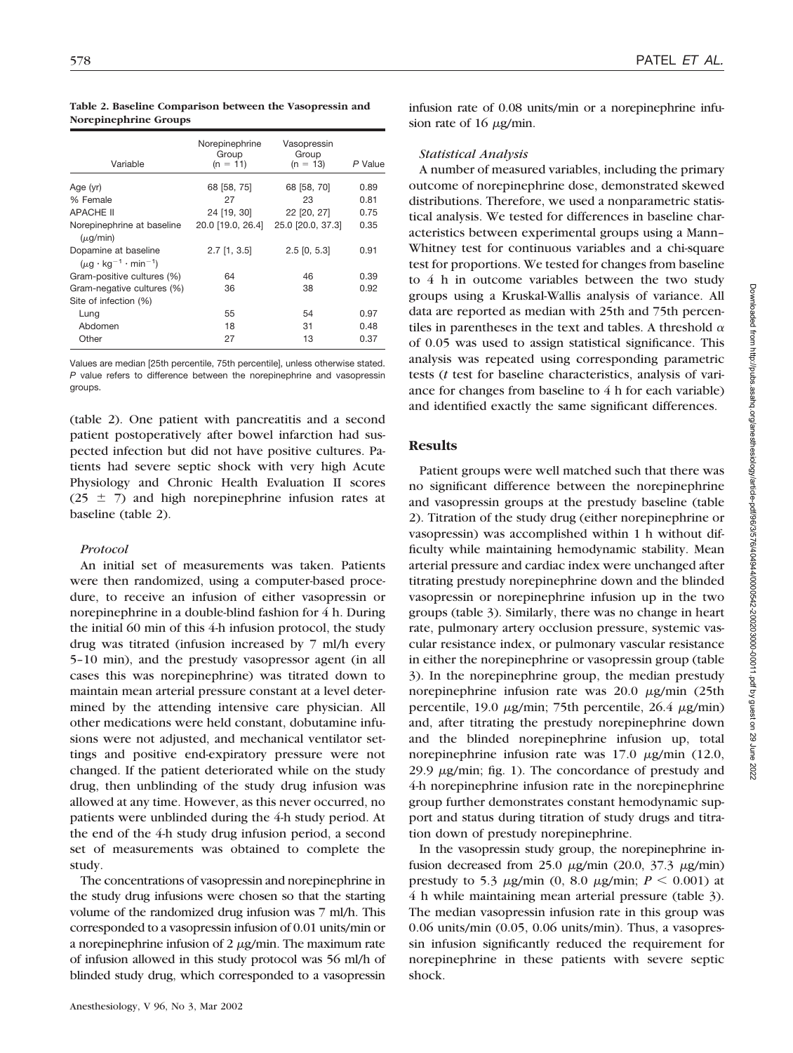**Table 2. Baseline Comparison between the Vasopressin and Norepinephrine Groups**

| Variable | Norepinephrine Group (n = 11) | Vasopressin Group (n = 13) | P Value |
|---|---|---|---|
| Age (yr) | 68 [58, 75] | 68 [58, 70] | 0.89 |
| % Female | 27 | 23 | 0.81 |
| APACHE II | 24 [19, 30] | 22 [20, 27] | 0.75 |
| Norepinephrine at baseline ($\mu$g/min) | 20.0 [19.0, 26.4] | 25.0 [20.0, 37.3] | 0.35 |
| Dopamine at baseline ($\mu g \cdot kg^{-1} \cdot min^{-1}$) | 2.7 [1, 3.5] | 2.5 [0, 5.3] | 0.91 |
| Gram-positive cultures (%) | 64 | 46 | 0.39 |
| Gram-negative cultures (%) | 36 | 38 | 0.92 |
| Site of infection (%) | | | |
| Lung | 55 | 54 | 0.97 |
| Abdomen | 18 | 31 | 0.48 |
| Other | 27 | 13 | 0.37 |

Values are median [25th percentile, 75th percentile], unless otherwise stated. *P* value refers to difference between the norepinephrine and vasopressin groups.

(table 2). One patient with pancreatitis and a second patient postoperatively after bowel infarction had suspected infection but did not have positive cultures. Patients had severe septic shock with very high Acute Physiology and Chronic Health Evaluation II scores ($25 \pm 7$) and high norepinephrine infusion rates at baseline (table 2).

### *Protocol*

An initial set of measurements was taken. Patients were then randomized, using a computer-based procedure, to receive an infusion of either vasopressin or norepinephrine in a double-blind fashion for 4 h. During the initial 60 min of this 4-h infusion protocol, the study drug was titrated (infusion increased by 7 ml/h every 5–10 min), and the prestudy vasopressor agent (in all cases this was norepinephrine) was titrated down to maintain mean arterial pressure constant at a level determined by the attending intensive care physician. All other medications were held constant, dobutamine infusions were not adjusted, and mechanical ventilator settings and positive end-expiratory pressure were not changed. If the patient deteriorated while on the study drug, then unblinding of the study drug infusion was allowed at any time. However, as this never occurred, no patients were unblinded during the 4-h study period. At the end of the 4-h study drug infusion period, a second set of measurements was obtained to complete the study.

The concentrations of vasopressin and norepinephrine in the study drug infusions were chosen so that the starting volume of the randomized drug infusion was 7 ml/h. This corresponded to a vasopressin infusion of 0.01 units/min or a norepinephrine infusion of 2 $\mu$g/min. The maximum rate of infusion allowed in this study protocol was 56 ml/h of blinded study drug, which corresponded to a vasopressin infusion rate of 0.08 units/min or a norepinephrine infusion rate of 16 $\mu$g/min.

### *Statistical Analysis*

A number of measured variables, including the primary outcome of norepinephrine dose, demonstrated skewed distributions. Therefore, we used a nonparametric statistical analysis. We tested for differences in baseline characteristics between experimental groups using a Mann–Whitney test for continuous variables and a chi-square test for proportions. We tested for changes from baseline to 4 h in outcome variables between the two study groups using a Kruskal-Wallis analysis of variance. All data are reported as median with 25th and 75th percentiles in parentheses in the text and tables. A threshold $\alpha$ of 0.05 was used to assign statistical significance. This analysis was repeated using corresponding parametric tests (*t* test for baseline characteristics, analysis of variance for changes from baseline to 4 h for each variable) and identified exactly the same significant differences.

## Results

Patient groups were well matched such that there was no significant difference between the norepinephrine and vasopressin groups at the prestudy baseline (table 2). Titration of the study drug (either norepinephrine or vasopressin) was accomplished within 1 h without difficulty while maintaining hemodynamic stability. Mean arterial pressure and cardiac index were unchanged after titrating prestudy norepinephrine down and the blinded vasopressin or norepinephrine infusion up in the two groups (table 3). Similarly, there was no change in heart rate, pulmonary artery occlusion pressure, systemic vascular resistance index, or pulmonary vascular resistance in either the norepinephrine or vasopressin group (table 3). In the norepinephrine group, the median prestudy norepinephrine infusion rate was 20.0 $\mu$g/min (25th percentile, 19.0 $\mu$g/min; 75th percentile, 26.4 $\mu$g/min) and, after titrating the prestudy norepinephrine down and the blinded norepinephrine infusion up, total norepinephrine infusion rate was 17.0 $\mu$g/min (12.0, 29.9 $\mu$g/min; fig. 1). The concordance of prestudy and 4-h norepinephrine infusion rate in the norepinephrine group further demonstrates constant hemodynamic support and status during titration of study drugs and titration down of prestudy norepinephrine.

In the vasopressin study group, the norepinephrine infusion decreased from 25.0 $\mu$g/min (20.0, 37.3 $\mu$g/min) prestudy to 5.3 $\mu$g/min (0, 8.0 $\mu$g/min; $P < 0.001$) at 4 h while maintaining mean arterial pressure (table 3). The median vasopressin infusion rate in this group was 0.06 units/min (0.05, 0.06 units/min). Thus, a vasopressin infusion significantly reduced the requirement for norepinephrine in these patients with severe septic shock.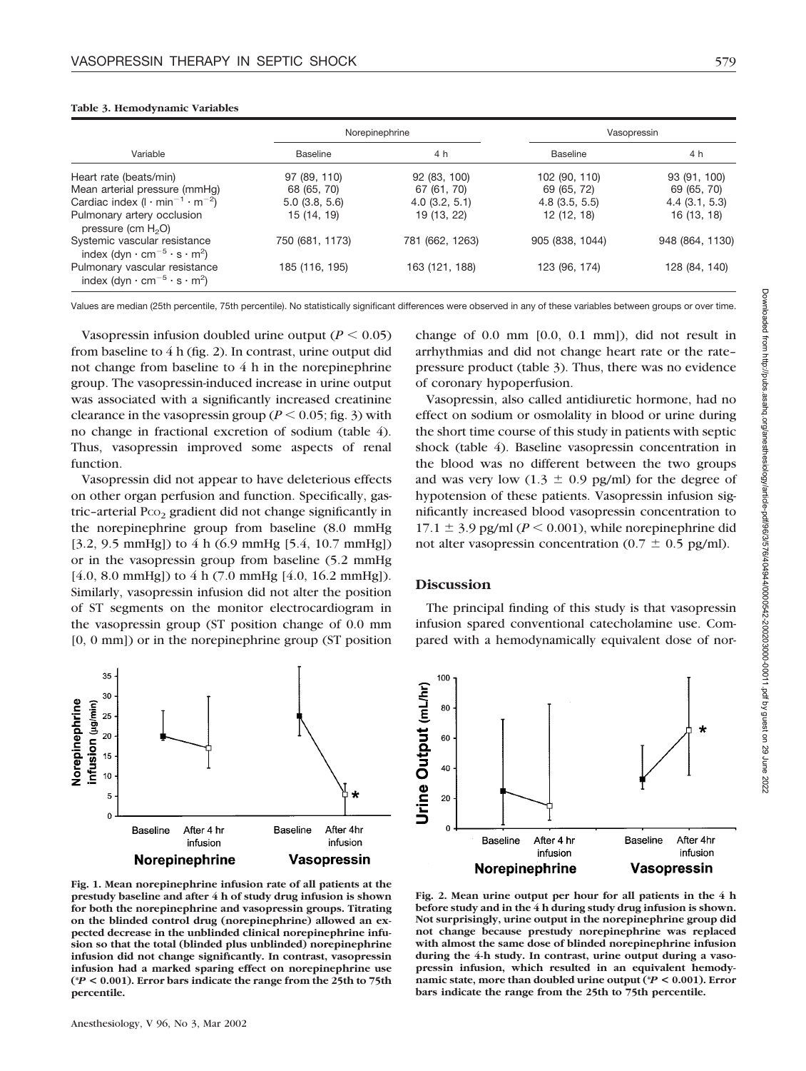**Table 3. Hemodynamic Variables**

| Variable | Norepinephrine | | Vasopressin | |
|---|---|---|---|---|
| | Baseline | 4 h | Baseline | 4 h |
| Heart rate (beats/min) | 97 (89, 110) | 92 (83, 100) | 102 (90, 110) | 93 (91, 100) |
| Mean arterial pressure (mmHg) | 68 (65, 70) | 67 (61, 70) | 69 (65, 72) | 69 (65, 70) |
| Cardiac index ($l \cdot min^{-1} \cdot m^{-2}$) | 5.0 (3.8, 5.6) | 4.0 (3.2, 5.1) | 4.8 (3.5, 5.5) | 4.4 (3.1, 5.3) |
| Pulmonary artery occlusion pressure (cm $H_2O$) | 15 (14, 19) | 19 (13, 22) | 12 (12, 18) | 16 (13, 18) |
| Systemic vascular resistance index ($dyn \cdot cm^{-5} \cdot s \cdot m^2$) | 750 (681, 1173) | 781 (662, 1263) | 905 (838, 1044) | 948 (864, 1130) |
| Pulmonary vascular resistance index ($dyn \cdot cm^{-5} \cdot s \cdot m^2$) | 185 (116, 195) | 163 (121, 188) | 123 (96, 174) | 128 (84, 140) |

Values are median (25th percentile, 75th percentile). No statistically significant differences were observed in any of these variables between groups or over time.

Vasopressin infusion doubled urine output ($P < 0.05$) from baseline to 4 h (fig. 2). In contrast, urine output did not change from baseline to 4 h in the norepinephrine group. The vasopressin-induced increase in urine output was associated with a significantly increased creatinine clearance in the vasopressin group ($P < 0.05$; fig. 3) with no change in fractional excretion of sodium (table 4). Thus, vasopressin improved some aspects of renal function.

Vasopressin did not appear to have deleterious effects on other organ perfusion and function. Specifically, gastric–arterial $P_{CO_2}$ gradient did not change significantly in the norepinephrine group from baseline (8.0 mmHg [3.2, 9.5 mmHg]) to 4 h (6.9 mmHg [5.4, 10.7 mmHg]) or in the vasopressin group from baseline (5.2 mmHg [4.0, 8.0 mmHg]) to 4 h (7.0 mmHg [4.0, 16.2 mmHg]). Similarly, vasopressin infusion did not alter the position of ST segments on the monitor electrocardiogram in the vasopressin group (ST position change of 0.0 mm [0, 0 mm]) or in the norepinephrine group (ST position change of 0.0 mm [0.0, 0.1 mm]), did not result in arrhythmias and did not change heart rate or the rate–pressure product (table 3). Thus, there was no evidence of coronary hypoperfusion.

Vasopressin, also called antidiuretic hormone, had no effect on sodium or osmolality in blood or urine during the short time course of this study in patients with septic shock (table 4). Baseline vasopressin concentration in the blood was no different between the two groups and was very low ($1.3 \pm 0.9$ pg/ml) for the degree of hypotension of these patients. Vasopressin infusion significantly increased blood vasopressin concentration to $17.1 \pm 3.9$ pg/ml ($P < 0.001$), while norepinephrine did not alter vasopressin concentration ($0.7 \pm 0.5$ pg/ml).

## Discussion

The principal finding of this study is that vasopressin infusion spared conventional catecholamine use. Compared with a hemodynamically equivalent dose of nor-

**Fig. 1. Mean norepinephrine infusion rate of all patients at the prestudy baseline and after 4 h of study drug infusion is shown for both the norepinephrine and vasopressin groups. Titrating on the blinded control drug (norepinephrine) allowed an expected decrease in the unblinded clinical norepinephrine infusion so that the total (blinded plus unblinded) norepinephrine infusion did not change significantly. In contrast, vasopressin infusion had a marked sparing effect on norepinephrine use (\*$P < 0.001$). Error bars indicate the range from the 25th to 75th percentile.**

**Fig. 2. Mean urine output per hour for all patients in the 4 h before study and in the 4 h during study drug infusion is shown. Not surprisingly, urine output in the norepinephrine group did not change because prestudy norepinephrine was replaced with almost the same dose of blinded norepinephrine infusion during the 4-h study. In contrast, urine output during a vasopressin infusion, which resulted in an equivalent hemodynamic state, more than doubled urine output (\*$P < 0.001$). Error bars indicate the range from the 25th to 75th percentile.**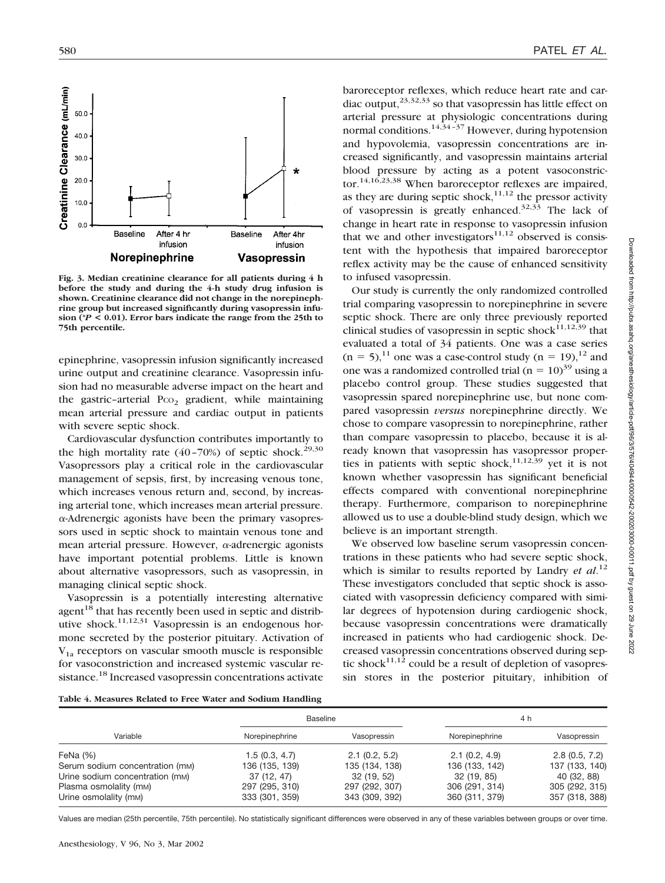Fig. 3. Median creatinine clearance for all patients during 4 h before the study and during the 4-h study drug infusion is shown. Creatinine clearance did not change in the norepinephrine group but increased significantly during vasopressin infusion (*$P < 0.01$). Error bars indicate the range from the 25th to 75th percentile.

epinephrine, vasopressin infusion significantly increased urine output and creatinine clearance. Vasopressin infusion had no measurable adverse impact on the heart and the gastric–arterial $P_{CO_2}$ gradient, while maintaining mean arterial pressure and cardiac output in patients with severe septic shock.

Cardiovascular dysfunction contributes importantly to the high mortality rate (40–70%) of septic shock.[29,30] Vasopressors play a critical role in the cardiovascular management of sepsis, first, by increasing venous tone, which increases venous return and, second, by increasing arterial tone, which increases mean arterial pressure. $\alpha$-Adrenergic agonists have been the primary vasopressors used in septic shock to maintain venous tone and mean arterial pressure. However, $\alpha$-adrenergic agonists have important potential problems. Little is known about alternative vasopressors, such as vasopressin, in managing clinical septic shock.

Vasopressin is a potentially interesting alternative agent[18] that has recently been used in septic and distributive shock.[11,12,31] Vasopressin is an endogenous hormone secreted by the posterior pituitary. Activation of $V_{1a}$ receptors on vascular smooth muscle is responsible for vasoconstriction and increased systemic vascular resistance.[18] Increased vasopressin concentrations activate baroreceptor reflexes, which reduce heart rate and cardiac output,[23,32,33] so that vasopressin has little effect on arterial pressure at physiologic concentrations during normal conditions.[14,34–37] However, during hypotension and hypovolemia, vasopressin concentrations are increased significantly, and vasopressin maintains arterial blood pressure by acting as a potent vasoconstrictor.[14,16,23,38] When baroreceptor reflexes are impaired, as they are during septic shock,[11,12] the pressor activity of vasopressin is greatly enhanced.[32,33] The lack of change in heart rate in response to vasopressin infusion that we and other investigators[11,12] observed is consistent with the hypothesis that impaired baroreceptor reflex activity may be the cause of enhanced sensitivity to infused vasopressin.

Our study is currently the only randomized controlled trial comparing vasopressin to norepinephrine in severe septic shock. There are only three previously reported clinical studies of vasopressin in septic shock[11,12,39] that evaluated a total of 34 patients. One was a case series ($n = 5$),[11] one was a case-control study ($n = 19$),[12] and one was a randomized controlled trial ($n = 10$)[39] using a placebo control group. These studies suggested that vasopressin spared norepinephrine use, but none compared vasopressin *versus* norepinephrine directly. We chose to compare vasopressin to norepinephrine, rather than compare vasopressin to placebo, because it is already known that vasopressin has vasopressor properties in patients with septic shock,[11,12,39] yet it is not known whether vasopressin has significant beneficial effects compared with conventional norepinephrine therapy. Furthermore, comparison to norepinephrine allowed us to use a double-blind study design, which we believe is an important strength.

We observed low baseline serum vasopressin concentrations in these patients who had severe septic shock, which is similar to results reported by Landry *et al.*[12] These investigators concluded that septic shock is associated with vasopressin deficiency compared with similar degrees of hypotension during cardiogenic shock, because vasopressin concentrations were dramatically increased in patients who had cardiogenic shock. Decreased vasopressin concentrations observed during septic shock[11,12] could be a result of depletion of vasopressin stores in the posterior pituitary, inhibition of

**Table 4. Measures Related to Free Water and Sodium Handling**

| Variable | Baseline | | 4 h | |
|---|---|---|---|---|
| | Norepinephrine | Vasopressin | Norepinephrine | Vasopressin |
| FeNa (%) | 1.5 (0.3, 4.7) | 2.1 (0.2, 5.2) | 2.1 (0.2, 4.9) | 2.8 (0.5, 7.2) |
| Serum sodium concentration (mM) | 136 (135, 139) | 135 (134, 138) | 136 (133, 142) | 137 (133, 140) |
| Urine sodium concentration (mM) | 37 (12, 47) | 32 (19, 52) | 32 (19, 85) | 40 (32, 88) |
| Plasma osmolality (mM) | 297 (295, 310) | 297 (292, 307) | 306 (291, 314) | 305 (292, 315) |
| Urine osmolality (mM) | 333 (301, 359) | 343 (309, 392) | 360 (311, 379) | 357 (318, 388) |

Values are median (25th percentile, 75th percentile). No statistically significant differences were observed in any of these variables between groups or over time.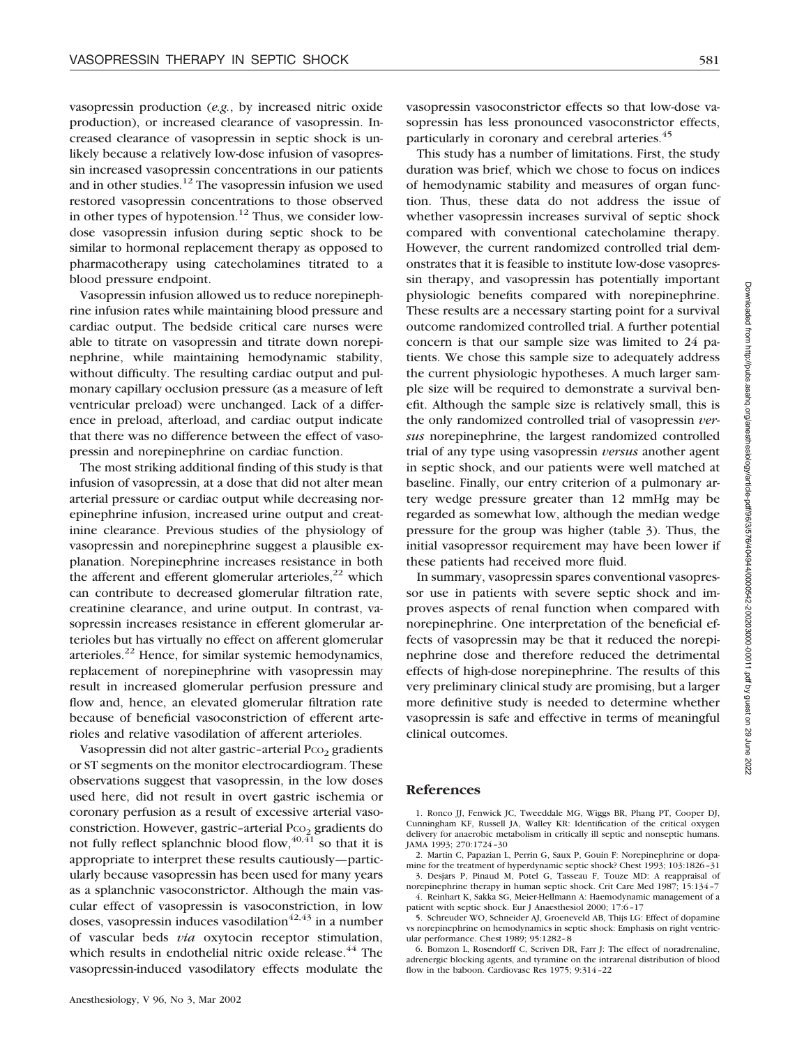vasopressin production (*e.g.*, by increased nitric oxide production), or increased clearance of vasopressin. Increased clearance of vasopressin in septic shock is unlikely because a relatively low-dose infusion of vasopressin increased vasopressin concentrations in our patients and in other studies.[12] The vasopressin infusion we used restored vasopressin concentrations to those observed in other types of hypotension.[12] Thus, we consider low-dose vasopressin infusion during septic shock to be similar to hormonal replacement therapy as opposed to pharmacotherapy using catecholamines titrated to a blood pressure endpoint.

Vasopressin infusion allowed us to reduce norepinephrine infusion rates while maintaining blood pressure and cardiac output. The bedside critical care nurses were able to titrate on vasopressin and titrate down norepinephrine, while maintaining hemodynamic stability, without difficulty. The resulting cardiac output and pulmonary capillary occlusion pressure (as a measure of left ventricular preload) were unchanged. Lack of a difference in preload, afterload, and cardiac output indicate that there was no difference between the effect of vasopressin and norepinephrine on cardiac function.

The most striking additional finding of this study is that infusion of vasopressin, at a dose that did not alter mean arterial pressure or cardiac output while decreasing norepinephrine infusion, increased urine output and creatinine clearance. Previous studies of the physiology of vasopressin and norepinephrine suggest a plausible explanation. Norepinephrine increases resistance in both the afferent and efferent glomerular arterioles,[22] which can contribute to decreased glomerular filtration rate, creatinine clearance, and urine output. In contrast, vasopressin increases resistance in efferent glomerular arterioles but has virtually no effect on afferent glomerular arterioles.[22] Hence, for similar systemic hemodynamics, replacement of norepinephrine with vasopressin may result in increased glomerular perfusion pressure and flow and, hence, an elevated glomerular filtration rate because of beneficial vasoconstriction of efferent arterioles and relative vasodilation of afferent arterioles.

Vasopressin did not alter gastric–arterial $P_{CO_2}$ gradients or ST segments on the monitor electrocardiogram. These observations suggest that vasopressin, in the low doses used here, did not result in overt gastric ischemia or coronary perfusion as a result of excessive arterial vasoconstriction. However, gastric–arterial $P_{CO_2}$ gradients do not fully reflect splanchnic blood flow,[40,41] so that it is appropriate to interpret these results cautiously—particularly because vasopressin has been used for many years as a splanchnic vasoconstrictor. Although the main vascular effect of vasopressin is vasoconstriction, in low doses, vasopressin induces vasodilation[42,43] in a number of vascular beds *via* oxytocin receptor stimulation, which results in endothelial nitric oxide release.[44] The vasopressin-induced vasodilatory effects modulate the vasopressin vasoconstrictor effects so that low-dose vasopressin has less pronounced vasoconstrictor effects, particularly in coronary and cerebral arteries.[45]

This study has a number of limitations. First, the study duration was brief, which we chose to focus on indices of hemodynamic stability and measures of organ function. Thus, these data do not address the issue of whether vasopressin increases survival of septic shock compared with conventional catecholamine therapy. However, the current randomized controlled trial demonstrates that it is feasible to institute low-dose vasopressin therapy, and vasopressin has potentially important physiologic benefits compared with norepinephrine. These results are a necessary starting point for a survival outcome randomized controlled trial. A further potential concern is that our sample size was limited to 24 patients. We chose this sample size to adequately address the current physiologic hypotheses. A much larger sample size will be required to demonstrate a survival benefit. Although the sample size is relatively small, this is the only randomized controlled trial of vasopressin *versus* norepinephrine, the largest randomized controlled trial of any type using vasopressin *versus* another agent in septic shock, and our patients were well matched at baseline. Finally, our entry criterion of a pulmonary artery wedge pressure greater than 12 mmHg may be regarded as somewhat low, although the median wedge pressure for the group was higher (table 3). Thus, the initial vasopressor requirement may have been lower if these patients had received more fluid.

In summary, vasopressin spares conventional vasopressor use in patients with severe septic shock and improves aspects of renal function when compared with norepinephrine. One interpretation of the beneficial effects of vasopressin may be that it reduced the norepinephrine dose and therefore reduced the detrimental effects of high-dose norepinephrine. The results of this very preliminary clinical study are promising, but a larger more definitive study is needed to determine whether vasopressin is safe and effective in terms of meaningful clinical outcomes.

## References

1. Ronco JJ, Fenwick JC, Tweeddale MG, Wiggs BR, Phang PT, Cooper DJ, Cunningham KF, Russell JA, Walley KR: Identification of the critical oxygen delivery for anaerobic metabolism in critically ill septic and nonseptic humans. JAMA 1993; 270:1724–30
2. Martin C, Papazian L, Perrin G, Saux P, Gouin F: Norepinephrine or dopamine for the treatment of hyperdynamic septic shock? Chest 1993; 103:1826–31
3. Desjars P, Pinaud M, Potel G, Tasseau F, Touze MD: A reappraisal of norepinephrine therapy in human septic shock. Crit Care Med 1987; 15:134–7
4. Reinhart K, Sakka SG, Meier-Hellmann A: Haemodynamic management of a patient with septic shock. Eur J Anaesthesiol 2000; 17:6–17
5. Schreuder WO, Schneider AJ, Groeneveld AB, Thijs LG: Effect of dopamine vs norepinephrine on hemodynamics in septic shock: Emphasis on right ventricular performance. Chest 1989; 95:1282–8
6. Bomzon L, Rosendorff C, Scriven DR, Farr J: The effect of noradrenaline, adrenergic blocking agents, and tyramine on the intrarenal distribution of blood flow in the baboon. Cardiovasc Res 1975; 9:314–22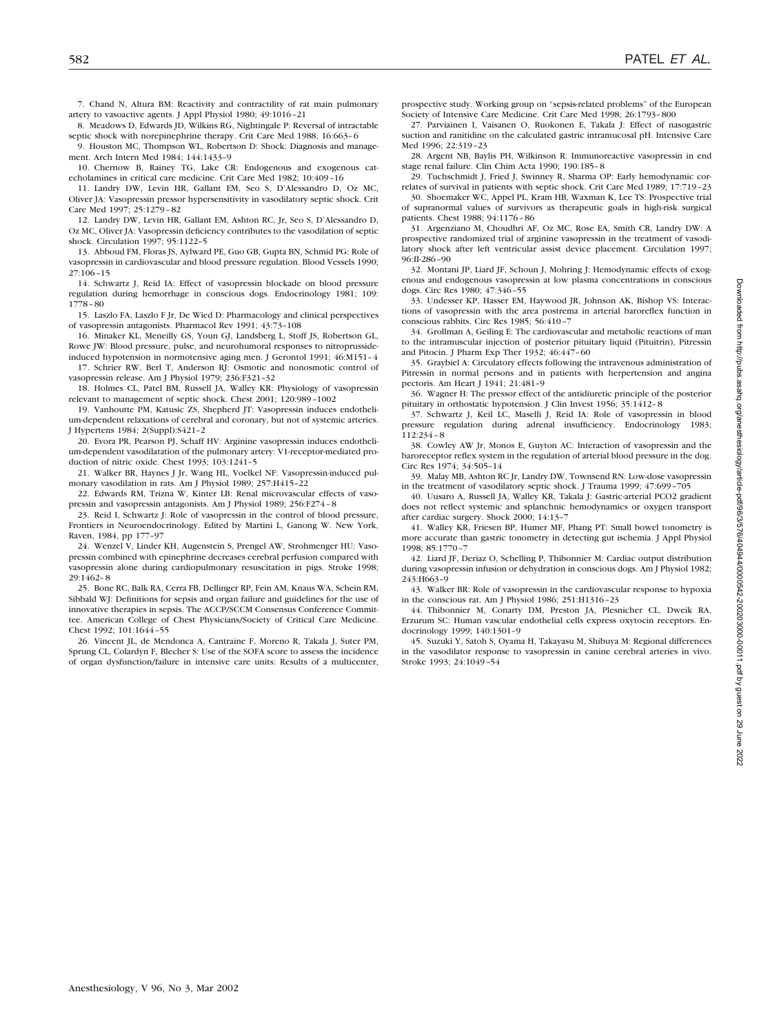7. Chand N, Altura BM: Reactivity and contractility of rat main pulmonary artery to vasoactive agents. J Appl Physiol 1980; 49:1016–21

8. Meadows D, Edwards JD, Wilkins RG, Nightingale P: Reversal of intractable septic shock with norepinephrine therapy. Crit Care Med 1988; 16:663–6

9. Houston MC, Thompson WL, Robertson D: Shock: Diagnosis and management. Arch Intern Med 1984; 144:1433–9

10. Chernow B, Rainey TG, Lake CR: Endogenous and exogenous catecholamines in critical care medicine. Crit Care Med 1982; 10:409–16

11. Landry DW, Levin HR, Gallant EM, Seo S, D'Alessandro D, Oz MC, Oliver JA: Vasopressin pressor hypersensitivity in vasodilatory septic shock. Crit Care Med 1997; 25:1279–82

12. Landry DW, Levin HR, Gallant EM, Ashton RC, Jr, Seo S, D'Alessandro D, Oz MC, Oliver JA: Vasopressin deficiency contributes to the vasodilation of septic shock. Circulation 1997; 95:1122–5

13. Abboud FM, Floras JS, Aylward PE, Guo GB, Gupta BN, Schmid PG: Role of vasopressin in cardiovascular and blood pressure regulation. Blood Vessels 1990; 27:106–15

14. Schwartz J, Reid IA: Effect of vasopressin blockade on blood pressure regulation during hemorrhage in conscious dogs. Endocrinology 1981; 109:1778–80

15. Laszlo FA, Laszlo F Jr, De Wied D: Pharmacology and clinical perspectives of vasopressin antagonists. Pharmacol Rev 1991; 43:73–108

16. Minaker KL, Meneilly GS, Youn GJ, Landsberg L, Stoff JS, Robertson GL, Rowe JW: Blood pressure, pulse, and neurohumoral responses to nitroprusside-induced hypotension in normotensive aging men. J Gerontol 1991; 46:M151–4

17. Schrier RW, Berl T, Anderson RJ: Osmotic and nonosmotic control of vasopressin release. Am J Physiol 1979; 236:F321–32

18. Holmes CL, Patel BM, Russell JA, Walley KR: Physiology of vasopressin relevant to management of septic shock. Chest 2001; 120:989–1002

19. Vanhoutte PM, Katusic ZS, Shepherd JT: Vasopressin induces endothelium-dependent relaxations of cerebral and coronary, but not of systemic arteries. J Hypertens 1984; 2(Suppl):S421–2

20. Evora PR, Pearson PJ, Schaff HV: Arginine vasopressin induces endothelium-dependent vasodilatation of the pulmonary artery: V1-receptor-mediated production of nitric oxide. Chest 1993; 103:1241–5

21. Walker BR, Haynes J Jr, Wang HL, Voelkel NF: Vasopressin-induced pulmonary vasodilation in rats. Am J Physiol 1989; 257:H415–22

22. Edwards RM, Trizna W, Kinter LB: Renal microvascular effects of vasopressin and vasopressin antagonists. Am J Physiol 1989; 256:F274–8

23. Reid I, Schwartz J: Role of vasopressin in the control of blood pressure, Frontiers in Neuroendocrinology. Edited by Martini L, Ganong W. New York, Raven, 1984, pp 177–97

24. Wenzel V, Linder KH, Augenstein S, Prengel AW, Strohmenger HU: Vasopressin combined with epinephrine decreases cerebral perfusion compared with vasopressin alone during cardiopulmonary resuscitation in pigs. Stroke 1998; 29:1462–8

25. Bone RC, Balk RA, Cerra FB, Dellinger RP, Fein AM, Knaus WA, Schein RM, Sibbald WJ: Definitions for sepsis and organ failure and guidelines for the use of innovative therapies in sepsis. The ACCP/SCCM Consensus Conference Committee. American College of Chest Physicians/Society of Critical Care Medicine. Chest 1992; 101:1644–55

26. Vincent JL, de Mendonca A, Cantraine F, Moreno R, Takala J, Suter PM, Sprung CL, Colardyn F, Blecher S: Use of the SOFA score to assess the incidence of organ dysfunction/failure in intensive care units: Results of a multicenter, prospective study. Working group on "sepsis-related problems" of the European Society of Intensive Care Medicine. Crit Care Med 1998; 26:1793–800

27. Parviainen I, Vaisanen O, Ruokonen E, Takala J: Effect of nasogastric suction and ranitidine on the calculated gastric intramucosal pH. Intensive Care Med 1996; 22:319–23

28. Argent NB, Baylis PH, Wilkinson R: Immunoreactive vasopressin in end stage renal failure. Clin Chim Acta 1990; 190:185–8

29. Tuchschmidt J, Fried J, Swinney R, Sharma OP: Early hemodynamic correlates of survival in patients with septic shock. Crit Care Med 1989; 17:719–23

30. Shoemaker WC, Appel PL, Kram HB, Waxman K, Lee TS: Prospective trial of supranormal values of survivors as therapeutic goals in high-risk surgical patients. Chest 1988; 94:1176–86

31. Argenziano M, Choudhri AF, Oz MC, Rose EA, Smith CR, Landry DW: A prospective randomized trial of arginine vasopressin in the treatment of vasodilatory shock after left ventricular assist device placement. Circulation 1997; 96:II-286–90

32. Montani JP, Liard JF, Schoun J, Mohring J: Hemodynamic effects of exogenous and endogenous vasopressin at low plasma concentrations in conscious dogs. Circ Res 1980; 47:346–55

33. Undesser KP, Hasser EM, Haywood JR, Johnson AK, Bishop VS: Interactions of vasopressin with the area postrema in arterial baroreflex function in conscious rabbits. Circ Res 1985; 56:410–7

34. Grollman A, Geiling E: The cardiovascular and metabolic reactions of man to the intramuscular injection of posterior pituitary liquid (Pituitrin), Pitressin and Pitocin. J Pharm Exp Ther 1932; 46:447–60

35. Graybiel A: Circulatory effects following the intravenous administration of Pitressin in normal persons and in patients with herpertension and angina pectoris. Am Heart J 1941; 21:481–9

36. Wagner H: The pressor effect of the antidiuretic principle of the posterior pituitary in orthostatic hypotension. J Clin Invest 1956; 35:1412–8

37. Schwartz J, Keil LC, Maselli J, Reid IA: Role of vasopressin in blood pressure regulation during adrenal insufficiency. Endocrinology 1983; 112:234–8

38. Cowley AW Jr, Monos E, Guyton AC: Interaction of vasopressin and the baroreceptor reflex system in the regulation of arterial blood pressure in the dog. Circ Res 1974; 34:505–14

39. Malay MB, Ashton RC Jr, Landry DW, Townsend RN: Low-dose vasopressin in the treatment of vasodilatory septic shock. J Trauma 1999; 47:699–705

40. Uusaro A, Russell JA, Walley KR, Takala J: Gastric-arterial PCO2 gradient does not reflect systemic and splanchnic hemodynamics or oxygen transport after cardiac surgery. Shock 2000; 14:13–7

41. Walley KR, Friesen BP, Humer MF, Phang PT: Small bowel tonometry is more accurate than gastric tonometry in detecting gut ischemia. J Appl Physiol 1998; 85:1770–7

42. Liard JF, Deriaz O, Schelling P, Thibonnier M: Cardiac output distribution during vasopressin infusion or dehydration in conscious dogs. Am J Physiol 1982; 243:H663–9

43. Walker BR: Role of vasopressin in the cardiovascular response to hypoxia in the conscious rat. Am J Physiol 1986; 251:H1316–23

44. Thibonnier M, Conarty DM, Preston JA, Plesnicher CL, Dweik RA, Erzurum SC: Human vascular endothelial cells express oxytocin receptors. Endocrinology 1999; 140:1301–9

45. Suzuki Y, Satoh S, Oyama H, Takayasu M, Shibuya M: Regional differences in the vasodilator response to vasopressin in canine cerebral arteries in vivo. Stroke 1993; 24:1049–54